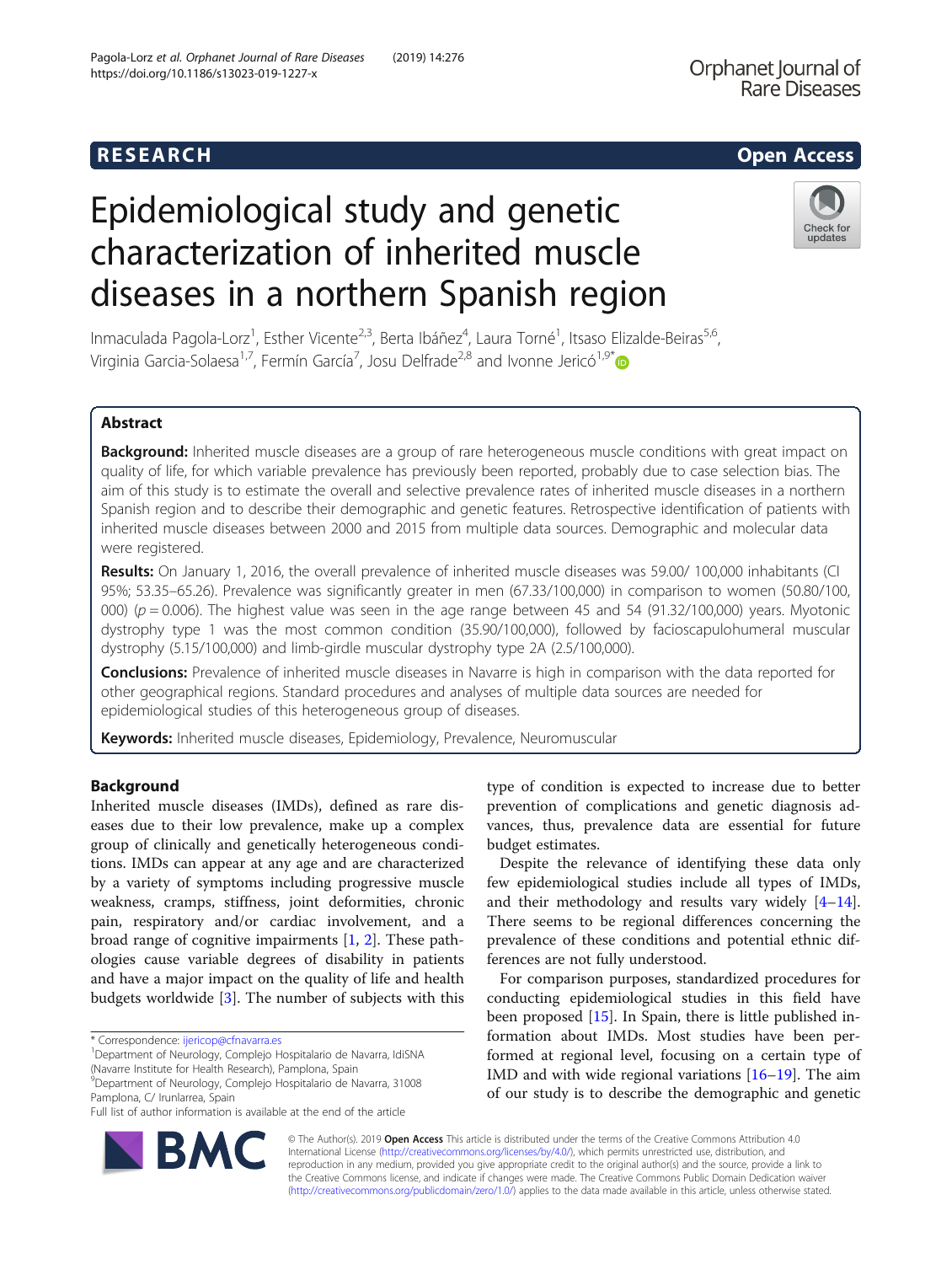# Epidemiological study and genetic characterization of inherited muscle diseases in a northern Spanish region

Inmaculada Pagola-Lorz[1], Esther Vicente[2,3], Berta Ibáñez[4], Laura Torné[1], Itsaso Elizalde-Beiras[5,6], Virginia Garcia-Solaesa[1,7], Fermín García[7], Josu Delfrade[2,8] and Ivonne Jericó[1,9*]

## Abstract

**Background:** Inherited muscle diseases are a group of rare heterogeneous muscle conditions with great impact on quality of life, for which variable prevalence has previously been reported, probably due to case selection bias. The aim of this study is to estimate the overall and selective prevalence rates of inherited muscle diseases in a northern Spanish region and to describe their demographic and genetic features. Retrospective identification of patients with inherited muscle diseases between 2000 and 2015 from multiple data sources. Demographic and molecular data were registered.

**Results:** On January 1, 2016, the overall prevalence of inherited muscle diseases was 59.00/ 100,000 inhabitants (CI 95%; 53.35–65.26). Prevalence was significantly greater in men (67.33/100,000) in comparison to women (50.80/100,000) ($p = 0.006$). The highest value was seen in the age range between 45 and 54 (91.32/100,000) years. Myotonic dystrophy type 1 was the most common condition (35.90/100,000), followed by facioscapulohumeral muscular dystrophy (5.15/100,000) and limb-girdle muscular dystrophy type 2A (2.5/100,000).

**Conclusions:** Prevalence of inherited muscle diseases in Navarre is high in comparison with the data reported for other geographical regions. Standard procedures and analyses of multiple data sources are needed for epidemiological studies of this heterogeneous group of diseases.

**Keywords:** Inherited muscle diseases, Epidemiology, Prevalence, Neuromuscular

## Background

Inherited muscle diseases (IMDs), defined as rare diseases due to their low prevalence, make up a complex group of clinically and genetically heterogeneous conditions. IMDs can appear at any age and are characterized by a variety of symptoms including progressive muscle weakness, cramps, stiffness, joint deformities, chronic pain, respiratory and/or cardiac involvement, and a broad range of cognitive impairments [1, 2]. These pathologies cause variable degrees of disability in patients and have a major impact on the quality of life and health budgets worldwide [3]. The number of subjects with this type of condition is expected to increase due to better prevention of complications and genetic diagnosis advances, thus, prevalence data are essential for future budget estimates.

Despite the relevance of identifying these data only few epidemiological studies include all types of IMDs, and their methodology and results vary widely [4–14]. There seems to be regional differences concerning the prevalence of these conditions and potential ethnic differences are not fully understood.

For comparison purposes, standardized procedures for conducting epidemiological studies in this field have been proposed [15]. In Spain, there is little published information about IMDs. Most studies have been performed at regional level, focusing on a certain type of IMD and with wide regional variations [16–19]. The aim of our study is to describe the demographic and genetic

* Correspondence: ijericop@cfnavarra.es
[1]Department of Neurology, Complejo Hospitalario de Navarra, IdiSNA (Navarre Institute for Health Research), Pamplona, Spain
[9]Department of Neurology, Complejo Hospitalario de Navarra, 31008 Pamplona, C/ Irunlarrea, Spain
Full list of author information is available at the end of the article

© The Author(s). 2019 **Open Access** This article is distributed under the terms of the Creative Commons Attribution 4.0 International License (http://creativecommons.org/licenses/by/4.0/), which permits unrestricted use, distribution, and reproduction in any medium, provided you give appropriate credit to the original author(s) and the source, provide a link to the Creative Commons license, and indicate if changes were made. The Creative Commons Public Domain Dedication waiver (http://creativecommons.org/publicdomain/zero/1.0/) applies to the data made available in this article, unless otherwise stated.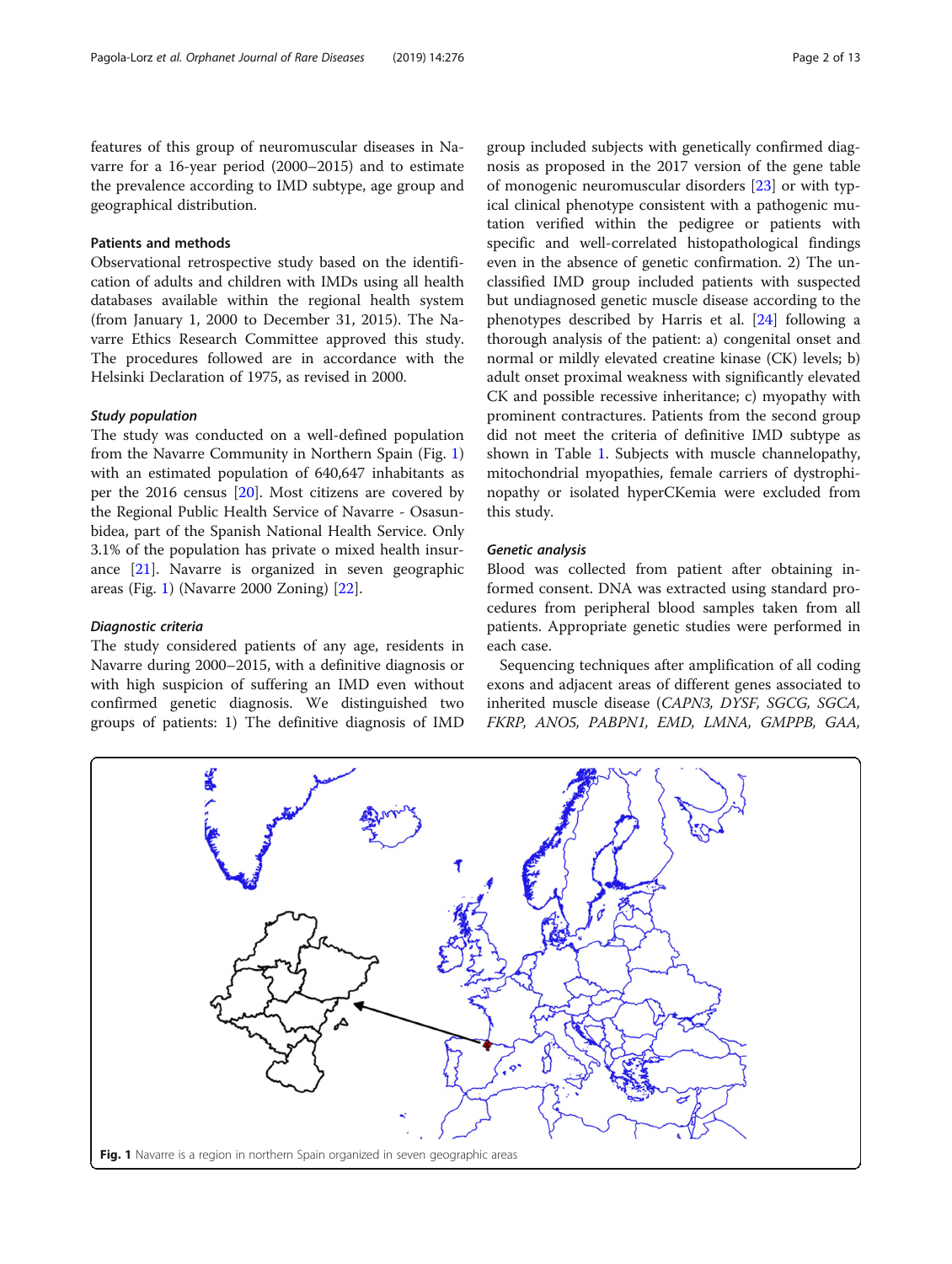features of this group of neuromuscular diseases in Navarre for a 16-year period (2000–2015) and to estimate the prevalence according to IMD subtype, age group and geographical distribution.

## Patients and methods

Observational retrospective study based on the identification of adults and children with IMDs using all health databases available within the regional health system (from January 1, 2000 to December 31, 2015). The Navarre Ethics Research Committee approved this study. The procedures followed are in accordance with the Helsinki Declaration of 1975, as revised in 2000.

### *Study population*

The study was conducted on a well-defined population from the Navarre Community in Northern Spain (Fig. 1) with an estimated population of 640,647 inhabitants as per the 2016 census [20]. Most citizens are covered by the Regional Public Health Service of Navarre - Osasunbidea, part of the Spanish National Health Service. Only 3.1% of the population has private o mixed health insurance [21]. Navarre is organized in seven geographic areas (Fig. 1) (Navarre 2000 Zoning) [22].

### *Diagnostic criteria*

The study considered patients of any age, residents in Navarre during 2000–2015, with a definitive diagnosis or with high suspicion of suffering an IMD even without confirmed genetic diagnosis. We distinguished two groups of patients: 1) The definitive diagnosis of IMD group included subjects with genetically confirmed diagnosis as proposed in the 2017 version of the gene table of monogenic neuromuscular disorders [23] or with typical clinical phenotype consistent with a pathogenic mutation verified within the pedigree or patients with specific and well-correlated histopathological findings even in the absence of genetic confirmation. 2) The unclassified IMD group included patients with suspected but undiagnosed genetic muscle disease according to the phenotypes described by Harris et al. [24] following a thorough analysis of the patient: a) congenital onset and normal or mildly elevated creatine kinase (CK) levels; b) adult onset proximal weakness with significantly elevated CK and possible recessive inheritance; c) myopathy with prominent contractures. Patients from the second group did not meet the criteria of definitive IMD subtype as shown in Table 1. Subjects with muscle channelopathy, mitochondrial myopathies, female carriers of dystrophinopathy or isolated hyperCKemia were excluded from this study.

### *Genetic analysis*

Blood was collected from patient after obtaining informed consent. DNA was extracted using standard procedures from peripheral blood samples taken from all patients. Appropriate genetic studies were performed in each case.

Sequencing techniques after amplification of all coding exons and adjacent areas of different genes associated to inherited muscle disease (*CAPN3, DYSF, SGCG, SGCA, FKRP, ANO5, PABPN1, EMD, LMNA, GMPPB, GAA,*

**Fig. 1** Navarre is a region in northern Spain organized in seven geographic areas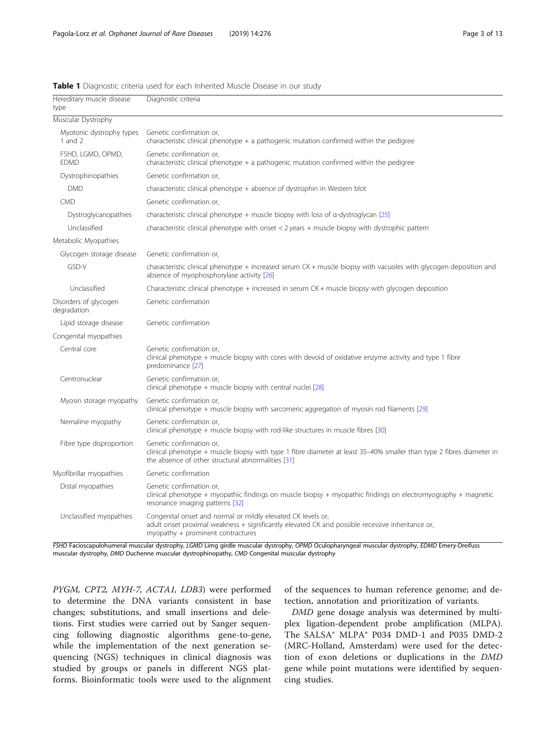**Table 1** Diagnostic criteria used for each Inherited Muscle Disease in our study

| Hereditary muscle disease type | Diagnostic criteria |
|---|---|
| Muscular Dystrophy | |
| Myotonic dystrophy types 1 and 2 | Genetic confirmation or, characteristic clinical phenotype + a pathogenic mutation confirmed within the pedigree |
| FSHD, LGMD, OPMD, EDMD | Genetic confirmation or, characteristic clinical phenotype + a pathogenic mutation confirmed within the pedigree |
| Dystrophinopathies | Genetic confirmation or, |
| DMD | characteristic clinical phenotype + absence of dystrophin in Western blot |
| CMD | Genetic confirmation or, |
| Dystroglycanopathies | characteristic clinical phenotype + muscle biopsy with loss of α-dystroglycan [25] |
| Unclassified | characteristic clinical phenotype with onset < 2 years + muscle biopsy with dystrophic pattern |
| Metabolic Myopathies | |
| Glycogen storage disease | Genetic confirmation or, |
| GSD-V | characteristic clinical phenotype + increased serum CK + muscle biopsy with vacuoles with glycogen deposition and absence of myophosphorylase activity [26] |
| Unclassified | Characteristic clinical phenotype + increased in serum CK + muscle biopsy with glycogen deposition |
| Disorders of glycogen degradation | Genetic confirmation |
| Lipid storage disease | Genetic confirmation |
| Congenital myopathies | |
| Central core | Genetic confirmation or, clinical phenotype + muscle biopsy with cores with devoid of oxidative enzyme activity and type 1 fibre predominance [27] |
| Centronuclear | Genetic confirmation or, clinical phenotype + muscle biopsy with central nuclei [28] |
| Myosin storage myopathy | Genetic confirmation or, clinical phenotype + muscle biopsy with sarcomeric aggregation of myosin rod filaments [29] |
| Nemaline myopathy | Genetic confirmation or, clinical phenotype + muscle biopsy with rod-like structures in muscle fibres [30] |
| Fibre type disproportion | Genetic confirmation or, clinical phenotype + muscle biopsy with type 1 fibre diameter at least 35–40% smaller than type 2 fibres diameter in the absence of other structural abnormalities [31] |
| Myofibrillar myopathies | Genetic confirmation |
| Distal myopathies | Genetic confirmation or, clinical phenotype + myopathic findings on muscle biopsy + myopathic findings on electromyography + magnetic resonance imaging patterns [32] |
| Unclassified myopathies | Congenital onset and normal or mildly elevated CK levels or, adult onset proximal weakness + significantly elevated CK and possible recessive inheritance or, myopathy + prominent contractures |

*FSHD* Facioscapulohumeral muscular dystrophy, *LGMD* Limg girdle muscular dystrophy, *OPMD* Oculopharyngeal muscular dystrophy, *EDMD* Emery-Dreifuss muscular dystrophy, *DMD* Duchenne muscular dystrophinopathy, *CMD* Congenital muscular dystrophy

*PYGM*, *CPT2*, *MYH-7*, *ACTA1*, *LDB3*) were performed to determine the DNA variants consistent in base changes; substitutions, and small insertions and deletions. First studies were carried out by Sanger sequencing following diagnostic algorithms gene-to-gene, while the implementation of the next generation sequencing (NGS) techniques in clinical diagnosis was studied by groups or panels in different NGS platforms. Bioinformatic tools were used to the alignment of the sequences to human reference genome; and detection, annotation and prioritization of variants.

*DMD* gene dosage analysis was determined by multiplex ligation-dependent probe amplification (MLPA). The SALSA® MLPA® P034 DMD-1 and P035 DMD-2 (MRC-Holland, Amsterdam) were used for the detection of exon deletions or duplications in the *DMD* gene while point mutations were identified by sequencing studies.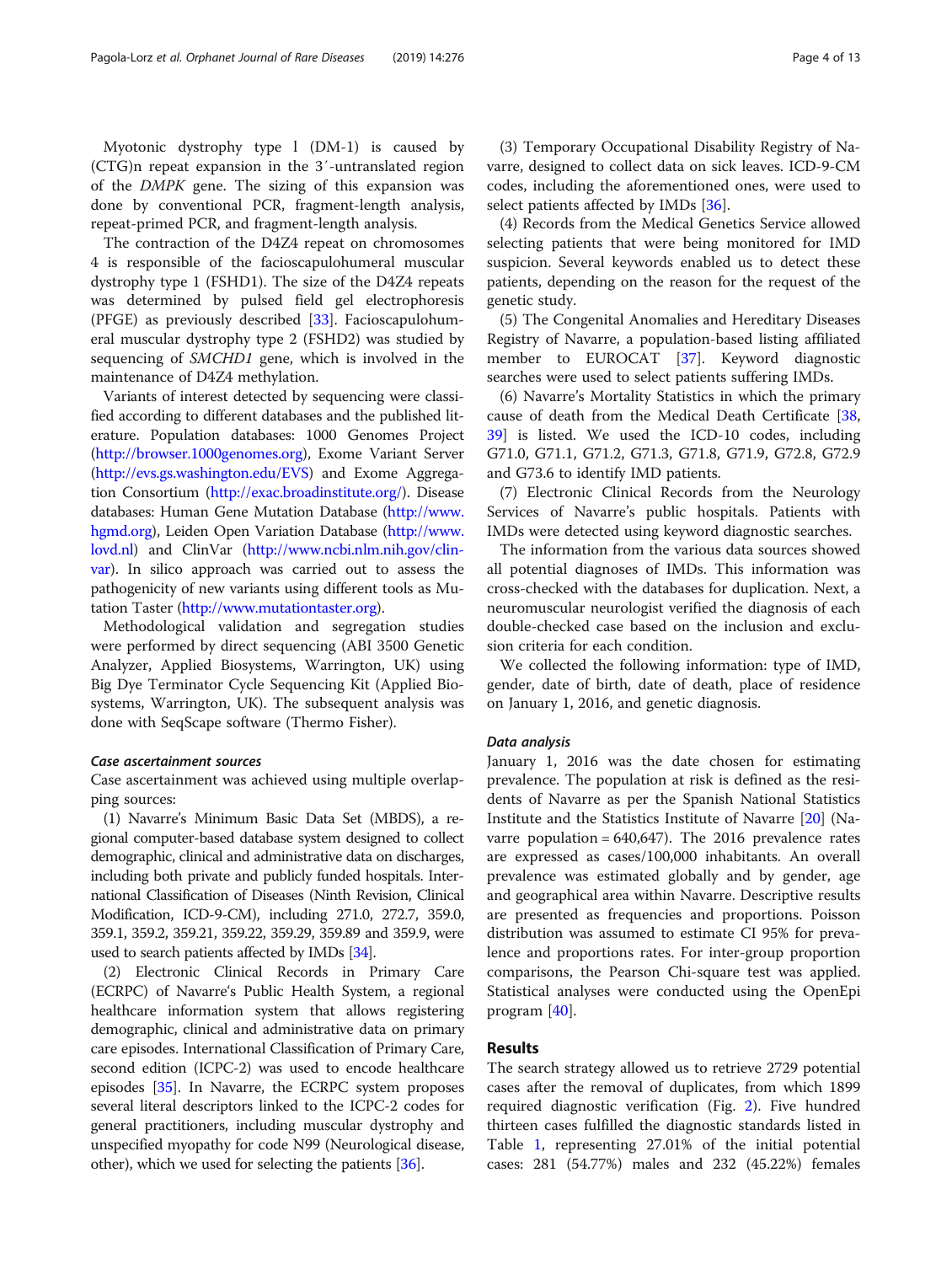Myotonic dystrophy type 1 (DM-1) is caused by (CTG)n repeat expansion in the 3′-untranslated region of the *DMPK* gene. The sizing of this expansion was done by conventional PCR, fragment-length analysis, repeat-primed PCR, and fragment-length analysis.

The contraction of the D4Z4 repeat on chromosomes 4 is responsible of the facioscapulohumeral muscular dystrophy type 1 (FSHD1). The size of the D4Z4 repeats was determined by pulsed field gel electrophoresis (PFGE) as previously described [33]. Facioscapulohumeral muscular dystrophy type 2 (FSHD2) was studied by sequencing of *SMCHD1* gene, which is involved in the maintenance of D4Z4 methylation.

Variants of interest detected by sequencing were classified according to different databases and the published literature. Population databases: 1000 Genomes Project (http://browser.1000genomes.org), Exome Variant Server (http://evs.gs.washington.edu/EVS) and Exome Aggregation Consortium (http://exac.broadinstitute.org/). Disease databases: Human Gene Mutation Database (http://www.hgmd.org), Leiden Open Variation Database (http://www.lovd.nl) and ClinVar (http://www.ncbi.nlm.nih.gov/clinvar). In silico approach was carried out to assess the pathogenicity of new variants using different tools as Mutation Taster (http://www.mutationtaster.org).

Methodological validation and segregation studies were performed by direct sequencing (ABI 3500 Genetic Analyzer, Applied Biosystems, Warrington, UK) using Big Dye Terminator Cycle Sequencing Kit (Applied Biosystems, Warrington, UK). The subsequent analysis was done with SeqScape software (Thermo Fisher).

### Case ascertainment sources

Case ascertainment was achieved using multiple overlapping sources:

(1) Navarre's Minimum Basic Data Set (MBDS), a regional computer-based database system designed to collect demographic, clinical and administrative data on discharges, including both private and publicly funded hospitals. International Classification of Diseases (Ninth Revision, Clinical Modification, ICD-9-CM), including 271.0, 272.7, 359.0, 359.1, 359.2, 359.21, 359.22, 359.29, 359.89 and 359.9, were used to search patients affected by IMDs [34].

(2) Electronic Clinical Records in Primary Care (ECRPC) of Navarre's Public Health System, a regional healthcare information system that allows registering demographic, clinical and administrative data on primary care episodes. International Classification of Primary Care, second edition (ICPC-2) was used to encode healthcare episodes [35]. In Navarre, the ECRPC system proposes several literal descriptors linked to the ICPC-2 codes for general practitioners, including muscular dystrophy and unspecified myopathy for code N99 (Neurological disease, other), which we used for selecting the patients [36].

(3) Temporary Occupational Disability Registry of Navarre, designed to collect data on sick leaves. ICD-9-CM codes, including the aforementioned ones, were used to select patients affected by IMDs [36].

(4) Records from the Medical Genetics Service allowed selecting patients that were being monitored for IMD suspicion. Several keywords enabled us to detect these patients, depending on the reason for the request of the genetic study.

(5) The Congenital Anomalies and Hereditary Diseases Registry of Navarre, a population-based listing affiliated member to EUROCAT [37]. Keyword diagnostic searches were used to select patients suffering IMDs.

(6) Navarre's Mortality Statistics in which the primary cause of death from the Medical Death Certificate [38, 39] is listed. We used the ICD-10 codes, including G71.0, G71.1, G71.2, G71.3, G71.8, G71.9, G72.8, G72.9 and G73.6 to identify IMD patients.

(7) Electronic Clinical Records from the Neurology Services of Navarre's public hospitals. Patients with IMDs were detected using keyword diagnostic searches.

The information from the various data sources showed all potential diagnoses of IMDs. This information was cross-checked with the databases for duplication. Next, a neuromuscular neurologist verified the diagnosis of each double-checked case based on the inclusion and exclusion criteria for each condition.

We collected the following information: type of IMD, gender, date of birth, date of death, place of residence on January 1, 2016, and genetic diagnosis.

### Data analysis

January 1, 2016 was the date chosen for estimating prevalence. The population at risk is defined as the residents of Navarre as per the Spanish National Statistics Institute and the Statistics Institute of Navarre [20] (Navarre population = 640,647). The 2016 prevalence rates are expressed as cases/100,000 inhabitants. An overall prevalence was estimated globally and by gender, age and geographical area within Navarre. Descriptive results are presented as frequencies and proportions. Poisson distribution was assumed to estimate CI 95% for prevalence and proportions rates. For inter-group proportion comparisons, the Pearson Chi-square test was applied. Statistical analyses were conducted using the OpenEpi program [40].

## Results

The search strategy allowed us to retrieve 2729 potential cases after the removal of duplicates, from which 1899 required diagnostic verification (Fig. 2). Five hundred thirteen cases fulfilled the diagnostic standards listed in Table 1, representing 27.01% of the initial potential cases: 281 (54.77%) males and 232 (45.22%) females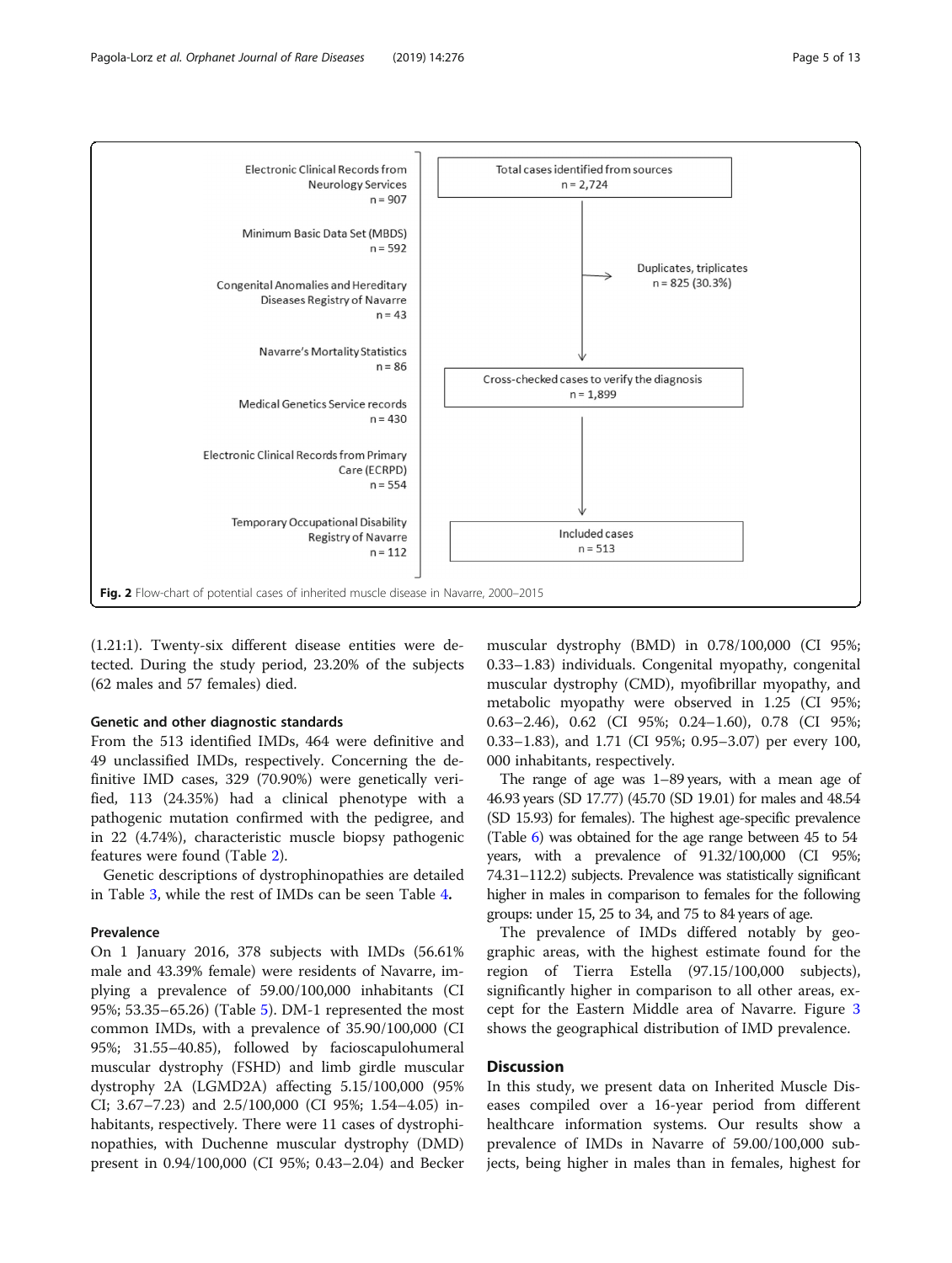Electronic Clinical Records from Neurology Services n = 907

Minimum Basic Data Set (MBDS) n = 592

Congenital Anomalies and Hereditary Diseases Registry of Navarre n = 43

Navarre's Mortality Statistics n = 86

Medical Genetics Service records n = 430

Electronic Clinical Records from Primary Care (ECRPD) n = 554

Temporary Occupational Disability Registry of Navarre n = 112

Total cases identified from sources n = 2,724

Duplicates, triplicates n = 825 (30.3%)

Cross-checked cases to verify the diagnosis n = 1,899

Included cases n = 513

**Fig. 2** Flow-chart of potential cases of inherited muscle disease in Navarre, 2000–2015

(1.21:1). Twenty-six different disease entities were detected. During the study period, 23.20% of the subjects (62 males and 57 females) died.

### Genetic and other diagnostic standards

From the 513 identified IMDs, 464 were definitive and 49 unclassified IMDs, respectively. Concerning the definitive IMD cases, 329 (70.90%) were genetically verified, 113 (24.35%) had a clinical phenotype with a pathogenic mutation confirmed with the pedigree, and in 22 (4.74%), characteristic muscle biopsy pathogenic features were found (Table 2).

Genetic descriptions of dystrophinopathies are detailed in Table 3, while the rest of IMDs can be seen Table 4**.**

### Prevalence

On 1 January 2016, 378 subjects with IMDs (56.61% male and 43.39% female) were residents of Navarre, implying a prevalence of 59.00/100,000 inhabitants (CI 95%; 53.35–65.26) (Table 5). DM-1 represented the most common IMDs, with a prevalence of 35.90/100,000 (CI 95%; 31.55–40.85), followed by facioscapulohumeral muscular dystrophy (FSHD) and limb girdle muscular dystrophy 2A (LGMD2A) affecting 5.15/100,000 (95% CI; 3.67–7.23) and 2.5/100,000 (CI 95%; 1.54–4.05) inhabitants, respectively. There were 11 cases of dystrophinopathies, with Duchenne muscular dystrophy (DMD) present in 0.94/100,000 (CI 95%; 0.43–2.04) and Becker muscular dystrophy (BMD) in 0.78/100,000 (CI 95%; 0.33–1.83) individuals. Congenital myopathy, congenital muscular dystrophy (CMD), myofibrillar myopathy, and metabolic myopathy were observed in 1.25 (CI 95%; 0.63–2.46), 0.62 (CI 95%; 0.24–1.60), 0.78 (CI 95%; 0.33–1.83), and 1.71 (CI 95%; 0.95–3.07) per every 100, 000 inhabitants, respectively.

The range of age was 1–89 years, with a mean age of 46.93 years (SD 17.77) (45.70 (SD 19.01) for males and 48.54 (SD 15.93) for females). The highest age-specific prevalence (Table 6) was obtained for the age range between 45 to 54 years, with a prevalence of 91.32/100,000 (CI 95%; 74.31–112.2) subjects. Prevalence was statistically significant higher in males in comparison to females for the following groups: under 15, 25 to 34, and 75 to 84 years of age.

The prevalence of IMDs differed notably by geographic areas, with the highest estimate found for the region of Tierra Estella (97.15/100,000 subjects), significantly higher in comparison to all other areas, except for the Eastern Middle area of Navarre. Figure 3 shows the geographical distribution of IMD prevalence.

## Discussion

In this study, we present data on Inherited Muscle Diseases compiled over a 16-year period from different healthcare information systems. Our results show a prevalence of IMDs in Navarre of 59.00/100,000 subjects, being higher in males than in females, highest for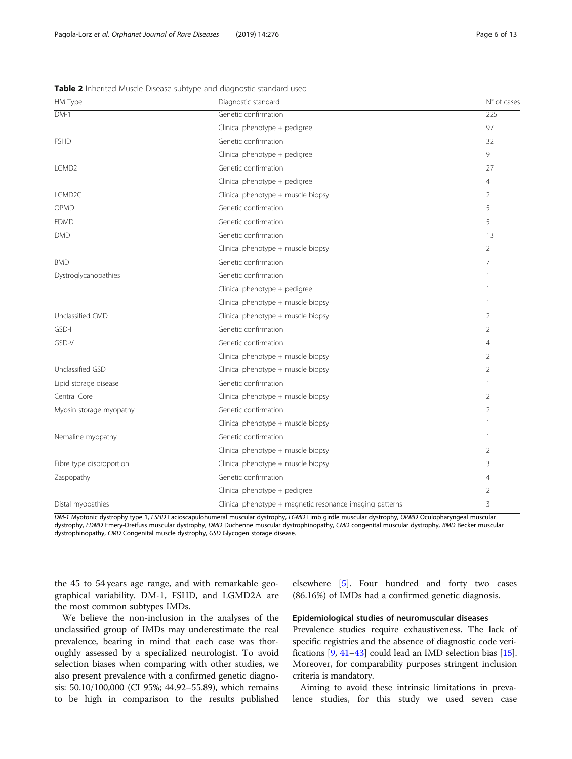**Table 2** Inherited Muscle Disease subtype and diagnostic standard used

| HM Type | Diagnostic standard | N° of cases |
|---|---|---|
| DM-1 | Genetic confirmation | 225 |
| | Clinical phenotype + pedigree | 97 |
| FSHD | Genetic confirmation | 32 |
| | Clinical phenotype + pedigree | 9 |
| LGMD2 | Genetic confirmation | 27 |
| | Clinical phenotype + pedigree | 4 |
| LGMD2C | Clinical phenotype + muscle biopsy | 2 |
| OPMD | Genetic confirmation | 5 |
| EDMD | Genetic confirmation | 5 |
| DMD | Genetic confirmation | 13 |
| | Clinical phenotype + muscle biopsy | 2 |
| BMD | Genetic confirmation | 7 |
| Dystroglycanopathies | Genetic confirmation | 1 |
| | Clinical phenotype + pedigree | 1 |
| | Clinical phenotype + muscle biopsy | 1 |
| Unclassified CMD | Clinical phenotype + muscle biopsy | 2 |
| GSD-II | Genetic confirmation | 2 |
| GSD-V | Genetic confirmation | 4 |
| | Clinical phenotype + muscle biopsy | 2 |
| Unclassified GSD | Clinical phenotype + muscle biopsy | 2 |
| Lipid storage disease | Genetic confirmation | 1 |
| Central Core | Clinical phenotype + muscle biopsy | 2 |
| Myosin storage myopathy | Genetic confirmation | 2 |
| | Clinical phenotype + muscle biopsy | 1 |
| Nemaline myopathy | Genetic confirmation | 1 |
| | Clinical phenotype + muscle biopsy | 2 |
| Fibre type disproportion | Clinical phenotype + muscle biopsy | 3 |
| Zaspopathy | Genetic confirmation | 4 |
| | Clinical phenotype + pedigree | 2 |
| Distal myopathies | Clinical phenotype + magnetic resonance imaging patterns | 3 |

*DM-1* Myotonic dystrophy type 1, *FSHD* Facioscapulohumeral muscular dystrophy, *LGMD* Limb girdle muscular dystrophy, *OPMD* Oculopharyngeal muscular dystrophy, *EDMD* Emery-Dreifuss muscular dystrophy, *DMD* Duchenne muscular dystrophinopathy, *CMD* congenital muscular dystrophy, *BMD* Becker muscular dystrophinopathy, *CMD* Congenital muscle dystrophy, *GSD* Glycogen storage disease.

the 45 to 54 years age range, and with remarkable geographical variability. DM-1, FSHD, and LGMD2A are the most common subtypes IMDs.

We believe the non-inclusion in the analyses of the unclassified group of IMDs may underestimate the real prevalence, bearing in mind that each case was thoroughly assessed by a specialized neurologist. To avoid selection biases when comparing with other studies, we also present prevalence with a confirmed genetic diagnosis: 50.10/100,000 (CI 95%; 44.92–55.89), which remains to be high in comparison to the results published elsewhere [5]. Four hundred and forty two cases (86.16%) of IMDs had a confirmed genetic diagnosis.

### Epidemiological studies of neuromuscular diseases

Prevalence studies require exhaustiveness. The lack of specific registries and the absence of diagnostic code verifications [9, 41–43] could lead an IMD selection bias [15]. Moreover, for comparability purposes stringent inclusion criteria is mandatory.

Aiming to avoid these intrinsic limitations in prevalence studies, for this study we used seven case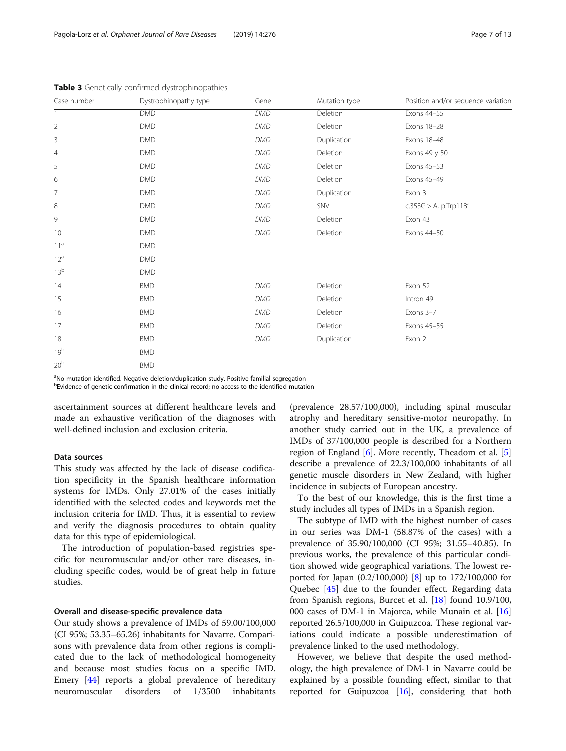**Table 3** Genetically confirmed dystrophinopathies

| Case number | Dystrophinopathy type | Gene | Mutation type | Position and/or sequence variation |
|---|---|---|---|---|
| 1 | DMD | *DMD* | Deletion | Exons 44–55 |
| 2 | DMD | *DMD* | Deletion | Exons 18–28 |
| 3 | DMD | *DMD* | Duplication | Exons 18–48 |
| 4 | DMD | *DMD* | Deletion | Exons 49 y 50 |
| 5 | DMD | *DMD* | Deletion | Exons 45–53 |
| 6 | DMD | *DMD* | Deletion | Exons 45–49 |
| 7 | DMD | *DMD* | Duplication | Exon 3 |
| 8 | DMD | *DMD* | SNV | c.353G > A, p.Trp118[a] |
| 9 | DMD | *DMD* | Deletion | Exon 43 |
| 10 | DMD | *DMD* | Deletion | Exons 44–50 |
| 11[a] | DMD | | | |
| 12[a] | DMD | | | |
| 13[b] | DMD | | | |
| 14 | BMD | *DMD* | Deletion | Exon 52 |
| 15 | BMD | *DMD* | Deletion | Intron 49 |
| 16 | BMD | *DMD* | Deletion | Exons 3–7 |
| 17 | BMD | *DMD* | Deletion | Exons 45–55 |
| 18 | BMD | *DMD* | Duplication | Exon 2 |
| 19[b] | BMD | | | |
| 20[b] | BMD | | | |

[a]No mutation identified. Negative deletion/duplication study. Positive familial segregation
[b]Evidence of genetic confirmation in the clinical record; no access to the identified mutation

ascertainment sources at different healthcare levels and made an exhaustive verification of the diagnoses with well-defined inclusion and exclusion criteria.

### Data sources

This study was affected by the lack of disease codification specificity in the Spanish healthcare information systems for IMDs. Only 27.01% of the cases initially identified with the selected codes and keywords met the inclusion criteria for IMD. Thus, it is essential to review and verify the diagnosis procedures to obtain quality data for this type of epidemiological.

The introduction of population-based registries specific for neuromuscular and/or other rare diseases, including specific codes, would be of great help in future studies.

### Overall and disease-specific prevalence data

Our study shows a prevalence of IMDs of 59.00/100,000 (CI 95%; 53.35–65.26) inhabitants for Navarre. Comparisons with prevalence data from other regions is complicated due to the lack of methodological homogeneity and because most studies focus on a specific IMD. Emery [44] reports a global prevalence of hereditary neuromuscular disorders of 1/3500 inhabitants (prevalence 28.57/100,000), including spinal muscular atrophy and hereditary sensitive-motor neuropathy. In another study carried out in the UK, a prevalence of IMDs of 37/100,000 people is described for a Northern region of England [6]. More recently, Theadom et al. [5] describe a prevalence of 22.3/100,000 inhabitants of all genetic muscle disorders in New Zealand, with higher incidence in subjects of European ancestry.

To the best of our knowledge, this is the first time a study includes all types of IMDs in a Spanish region.

The subtype of IMD with the highest number of cases in our series was DM-1 (58.87% of the cases) with a prevalence of 35.90/100,000 (CI 95%; 31.55–40.85). In previous works, the prevalence of this particular condition showed wide geographical variations. The lowest reported for Japan (0.2/100,000) [8] up to 172/100,000 for Quebec [45] due to the founder effect. Regarding data from Spanish regions, Burcet et al. [18] found 10.9/100,000 cases of DM-1 in Majorca, while Munain et al. [16] reported 26.5/100,000 in Guipuzcoa. These regional variations could indicate a possible underestimation of prevalence linked to the used methodology.

However, we believe that despite the used methodology, the high prevalence of DM-1 in Navarre could be explained by a possible founding effect, similar to that reported for Guipuzcoa [16], considering that both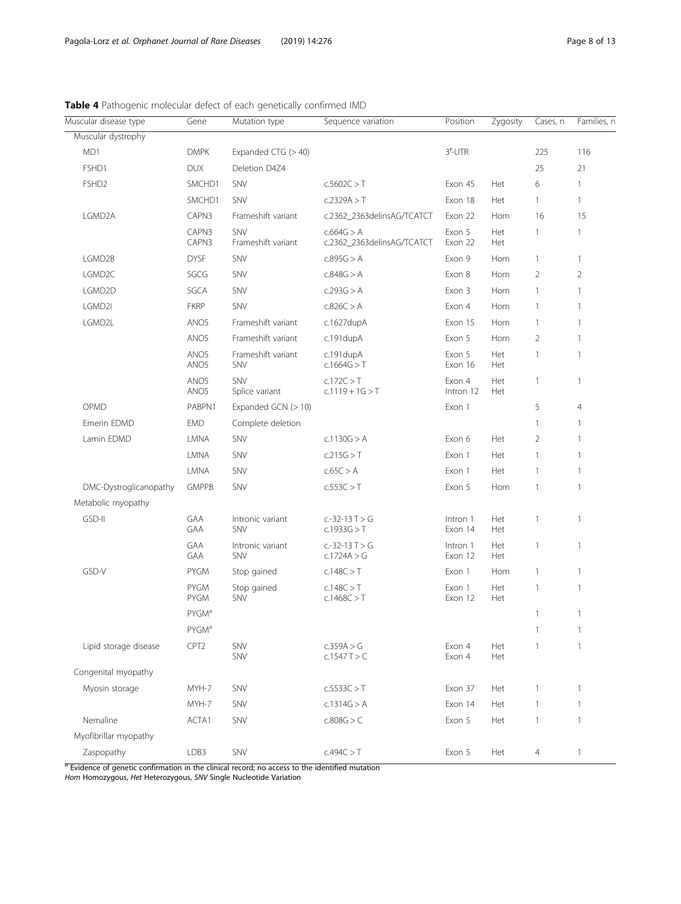**Table 4** Pathogenic molecular defect of each genetically confirmed IMD

| Muscular disease type | Gene | Mutation type | Sequence variation | Position | Zygosity | Cases, n | Families, n |
|---|---|---|---|---|---|---|---|
| Muscular dystrophy | | | | | | | |
| MD1 | DMPK | Expanded CTG (> 40) | | 3′-UTR | | 225 | 116 |
| FSHD1 | DUX | Deletion D4Z4 | | | | 25 | 21 |
| FSHD2 | SMCHD1 | SNV | c.5602C > T | Exon 45 | Het | 6 | 1 |
| | SMCHD1 | SNV | c.2329A > T | Exon 18 | Het | 1 | 1 |
| LGMD2A | CAPN3 | Frameshift variant | c.2362_2363delinsAG/TCATCT | Exon 22 | Hom | 16 | 15 |
| | CAPN3<br>CAPN3 | SNV<br>Frameshift variant | c.664G > A<br>c.2362_2363delinsAG/TCATCT | Exon 5<br>Exon 22 | Het<br>Het | 1 | 1 |
| LGMD2B | DYSF | SNV | c.895G > A | Exon 9 | Hom | 1 | 1 |
| LGMD2C | SGCG | SNV | c.848G > A | Exon 8 | Hom | 2 | 2 |
| LGMD2D | SGCA | SNV | c.293G > A | Exon 3 | Hom | 1 | 1 |
| LGMD2I | FKRP | SNV | c.826C > A | Exon 4 | Hom | 1 | 1 |
| LGMD2L | ANO5 | Frameshift variant | c.1627dupA | Exon 15 | Hom | 1 | 1 |
| | ANO5 | Frameshift variant | c.191dupA | Exon 5 | Hom | 2 | 1 |
| | ANO5<br>ANO5 | Frameshift variant<br>SNV | c.191dupA<br>c.1664G > T | Exon 5<br>Exon 16 | Het<br>Het | 1 | 1 |
| | ANO5<br>ANO5 | SNV<br>Splice variant | c.172C > T<br>c.1119 + 1G > T | Exon 4<br>Intron 12 | Het<br>Het | 1 | 1 |
| OPMD | PABPN1 | Expanded GCN (> 10) | | Exon 1 | | 5 | 4 |
| Emerin EDMD | EMD | Complete deletion | | | | 1 | 1 |
| Lamin EDMD | LMNA | SNV | c.1130G > A | Exon 6 | Het | 2 | 1 |
| | LMNA | SNV | c.215G > T | Exon 1 | Het | 1 | 1 |
| | LMNA | SNV | c.65C > A | Exon 1 | Het | 1 | 1 |
| DMC-Dystroglicanopathy | GMPPB | SNV | c.553C > T | Exon 5 | Hom | 1 | 1 |
| Metabolic myopathy | | | | | | | |
| GSD-II | GAA<br>GAA | Intronic variant<br>SNV | c.-32-13 T > G<br>c.1933G > T | Intron 1<br>Exon 14 | Het<br>Het | 1 | 1 |
| | GAA<br>GAA | Intronic variant<br>SNV | c.-32-13 T > G<br>c.1724A > G | Intron 1<br>Exon 12 | Het<br>Het | 1 | 1 |
| GSD-V | PYGM | Stop gained | c.148C > T | Exon 1 | Hom | 1 | 1 |
| | PYGM<br>PYGM | Stop gained<br>SNV | c.148C > T<br>c.1468C > T | Exon 1<br>Exon 12 | Het<br>Het | 1 | 1 |
| | PYGM[a] | | | | | 1 | 1 |
| | PYGM[a] | | | | | 1 | 1 |
| Lipid storage disease | CPT2 | SNV<br>SNV | c.359A > G<br>c.1547 T > C | Exon 4<br>Exon 4 | Het<br>Het | 1 | 1 |
| Congenital myopathy | | | | | | | |
| Myosin storage | MYH-7 | SNV | c.5533C > T | Exon 37 | Het | 1 | 1 |
| | MYH-7 | SNV | c.1314G > A | Exon 14 | Het | 1 | 1 |
| Nemaline | ACTA1 | SNV | c.808G > C | Exon 5 | Het | 1 | 1 |
| Myofibrillar myopathy | | | | | | | |
| Zaspopathy | LDB3 | SNV | c.494C > T | Exon 5 | Het | 4 | 1 |

[a] Evidence of genetic confirmation in the clinical record; no access to the identified mutation

*Hom* Homozygous, *Het* Heterozygous, *SNV* Single Nucleotide Variation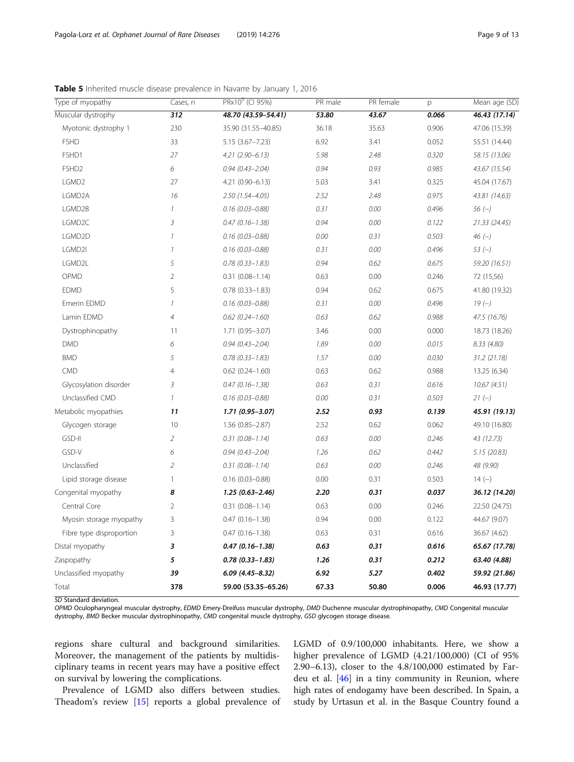**Table 5** Inherited muscle disease prevalence in Navarre by January 1, 2016

| Type of myopathy | Cases, n | PRx10$^5$ (CI 95%) | PR male | PR female | p | Mean age (SD) |
|---|---|---|---|---|---|---|
| **Muscular dystrophy** | ***312*** | ***48.70 (43.59–54.41)*** | ***53.80*** | ***43.67*** | ***0.066*** | ***46.43 (17.14)*** |
| Myotonic dystrophy 1 | 230 | 35.90 (31.55–40.85) | 36.18 | 35.63 | 0.906 | 47.06 (15.39) |
| FSHD | 33 | 5.15 (3.67–7.23) | 6.92 | 3.41 | 0.052 | 55.51 (14.44) |
| *FSHD1* | *27* | *4.21 (2.90–6.13)* | *5.98* | *2.48* | *0.320* | *58.15 (13.06)* |
| *FSHD2* | *6* | *0.94 (0.43–2.04)* | *0.94* | *0.93* | *0.985* | *43.67 (15.54)* |
| LGMD2 | 27 | 4.21 (0.90–6.13) | 5.03 | 3.41 | 0.325 | 45.04 (17.67) |
| *LGMD2A* | *16* | *2.50 (1.54–4.05)* | *2.52* | *2.48* | *0.975* | *43.81 (14.63)* |
| *LGMD2B* | *1* | *0.16 (0.03–0.88)* | *0.31* | *0.00* | *0.496* | *56 (−)* |
| *LGMD2C* | *3* | *0.47 (0.16–1.38)* | *0.94* | *0.00* | *0.122* | *21.33 (24.45)* |
| *LGMD2D* | *1* | *0.16 (0.03–0.88)* | *0.00* | *0.31* | *0.503* | *46 (−)* |
| *LGMD2I* | *1* | *0.16 (0.03–0.88)* | *0.31* | *0.00* | *0.496* | *53 (−)* |
| *LGMD2L* | *5* | *0.78 (0.33–1.83)* | *0.94* | *0.62* | *0.675* | *59.20 (16.51)* |
| OPMD | 2 | 0.31 (0.08–1.14) | 0.63 | 0.00 | 0.246 | 72 (15,56) |
| EDMD | 5 | 0.78 (0.33–1.83) | 0.94 | 0.62 | 0.675 | 41.80 (19.32) |
| *Emerin EDMD* | *1* | *0.16 (0.03–0.88)* | *0.31* | *0.00* | *0.496* | *19 (−)* |
| *Lamin EDMD* | *4* | *0.62 (0.24–1.60)* | *0.63* | *0.62* | *0.988* | *47.5 (16.76)* |
| Dystrophinopathy | 11 | 1.71 (0.95–3.07) | 3.46 | 0.00 | 0.000 | 18.73 (18.26) |
| *DMD* | *6* | *0.94 (0.43–2.04)* | *1.89* | *0.00* | *0.015* | *8.33 (4.80)* |
| *BMD* | *5* | *0.78 (0.33–1.83)* | *1.57* | *0.00* | *0.030* | *31.2 (21.18)* |
| CMD | 4 | 0.62 (0.24–1.60) | 0.63 | 0.62 | 0.988 | 13.25 (6.34) |
| *Glycosylation disorder* | *3* | *0.47 (0.16–1.38)* | *0.63* | *0.31* | *0.616* | *10.67 (4.51)* |
| *Unclassified CMD* | *1* | *0.16 (0.03–0.88)* | *0.00* | *0.31* | *0.503* | *21 (−)* |
| **Metabolic myopathies** | ***11*** | ***1.71 (0.95–3.07)*** | ***2.52*** | ***0.93*** | ***0.139*** | ***45.91 (19.13)*** |
| Glycogen storage | 10 | 1.56 (0.85–2.87) | 2.52 | 0.62 | 0.062 | 49.10 (16.80) |
| *GSD-II* | *2* | *0.31 (0.08–1.14)* | *0.63* | *0.00* | *0.246* | *43 (12.73)* |
| *GSD-V* | *6* | *0.94 (0.43–2.04)* | *1.26* | *0.62* | *0.442* | *5.15 (20.83)* |
| *Unclassified* | *2* | *0.31 (0.08–1.14)* | *0.63* | *0.00* | *0.246* | *48 (9.90)* |
| Lipid storage disease | 1 | 0.16 (0.03–0.88) | 0.00 | 0.31 | 0.503 | 14 (−) |
| **Congenital myopathy** | ***8*** | ***1.25 (0.63–2.46)*** | ***2.20*** | ***0.31*** | ***0.037*** | ***36.12 (14.20)*** |
| Central Core | 2 | 0.31 (0.08–1.14) | 0.63 | 0.00 | 0.246 | 22.50 (24.75) |
| Myosin storage myopathy | 3 | 0.47 (0.16–1.38) | 0.94 | 0.00 | 0.122 | 44.67 (9.07) |
| Fibre type disproportion | 3 | 0.47 (0.16–1.38) | 0.63 | 0.31 | 0.616 | 36.67 (4.62) |
| **Distal myopathy** | ***3*** | ***0.47 (0.16–1.38)*** | ***0.63*** | ***0.31*** | ***0.616*** | ***65.67 (17.78)*** |
| **Zaspopathy** | ***5*** | ***0.78 (0.33–1.83)*** | ***1.26*** | ***0.31*** | ***0.212*** | ***63.40 (4.88)*** |
| **Unclassified myopathy** | ***39*** | ***6.09 (4.45–8.32)*** | ***6.92*** | ***5.27*** | ***0.402*** | ***59.92 (21.86)*** |
| Total | **378** | **59.00 (53.35–65.26)** | **67.33** | **50.80** | **0.006** | **46.93 (17.77)** |

*SD* Standard deviation.
*OPMD* Oculopharyngeal muscular dystrophy, *EDMD* Emery-Dreifuss muscular dystrophy, *DMD* Duchenne muscular dystrophinopathy, *CMD* Congenital muscular dystrophy, *BMD* Becker muscular dystrophinopathy, *CMD* congenital muscle dystrophy, *GSD* glycogen storage disease.

regions share cultural and background similarities. Moreover, the management of the patients by multidisciplinary teams in recent years may have a positive effect on survival by lowering the complications.

Prevalence of LGMD also differs between studies. Theadom's review [15] reports a global prevalence of LGMD of 0.9/100,000 inhabitants. Here, we show a higher prevalence of LGMD (4.21/100,000) (CI of 95% 2.90–6.13), closer to the 4.8/100,000 estimated by Fardeu et al. [46] in a tiny community in Reunion, where high rates of endogamy have been described. In Spain, a study by Urtasun et al. in the Basque Country found a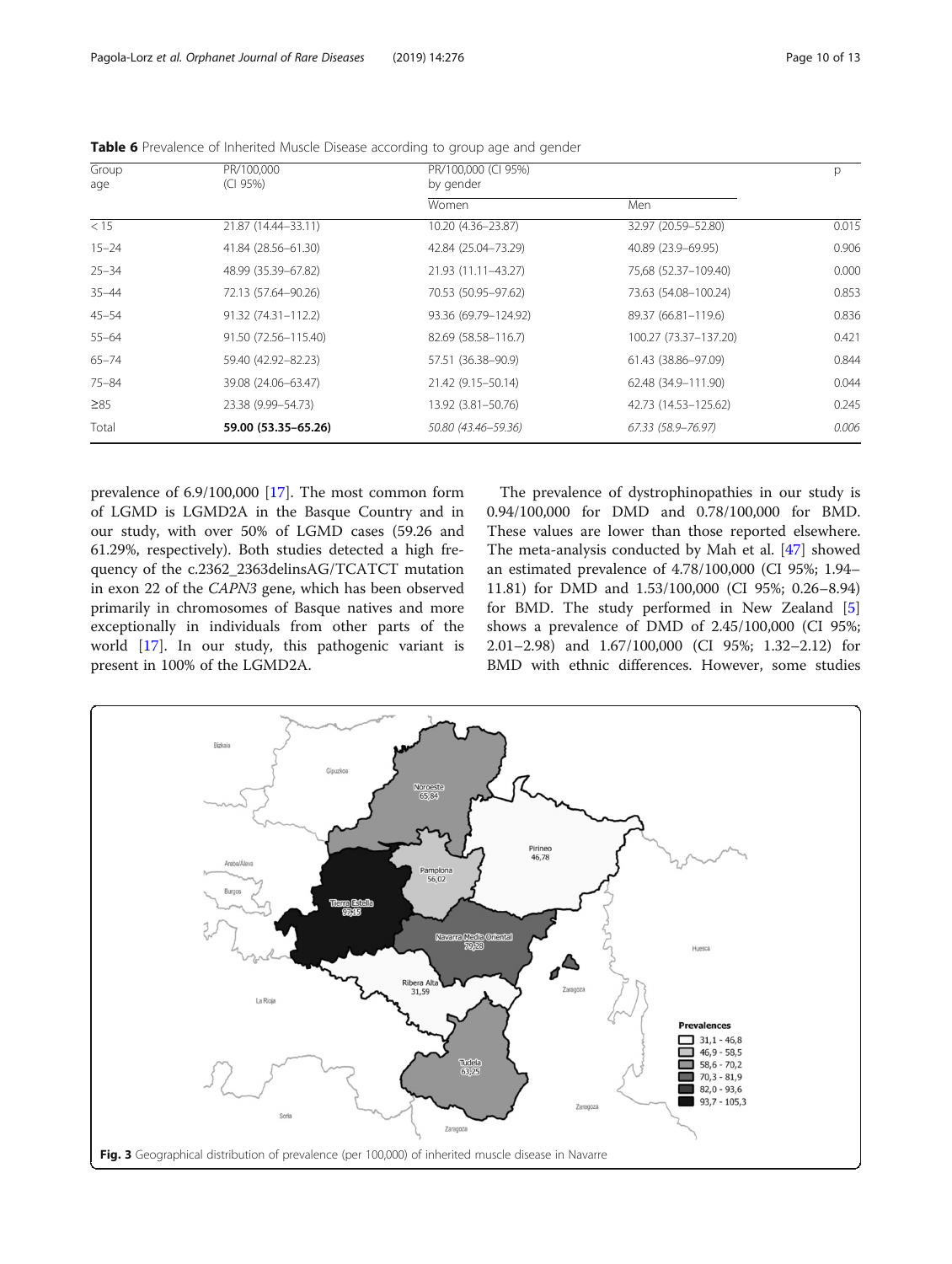**Table 6** Prevalence of Inherited Muscle Disease according to group age and gender

| Group age | PR/100,000 (CI 95%) | PR/100,000 (CI 95%) by gender | | p |
|---|---|---|---|---|
| | | Women | Men | |
| < 15 | 21.87 (14.44–33.11) | 10.20 (4.36–23.87) | 32.97 (20.59–52.80) | 0.015 |
| 15–24 | 41.84 (28.56–61.30) | 42.84 (25.04–73.29) | 40.89 (23.9–69.95) | 0.906 |
| 25–34 | 48.99 (35.39–67.82) | 21.93 (11.11–43.27) | 75,68 (52.37–109.40) | 0.000 |
| 35–44 | 72.13 (57.64–90.26) | 70.53 (50.95–97.62) | 73.63 (54.08–100.24) | 0.853 |
| 45–54 | 91.32 (74.31–112.2) | 93.36 (69.79–124.92) | 89.37 (66.81–119.6) | 0.836 |
| 55–64 | 91.50 (72.56–115.40) | 82.69 (58.58–116.7) | 100.27 (73.37–137.20) | 0.421 |
| 65–74 | 59.40 (42.92–82.23) | 57.51 (36.38–90.9) | 61.43 (38.86–97.09) | 0.844 |
| 75–84 | 39.08 (24.06–63.47) | 21.42 (9.15–50.14) | 62.48 (34.9–111.90) | 0.044 |
| ≥85 | 23.38 (9.99–54.73) | 13.92 (3.81–50.76) | 42.73 (14.53–125.62) | 0.245 |
| Total | **59.00 (53.35–65.26)** | *50.80 (43.46–59.36)* | *67.33 (58.9–76.97)* | *0.006* |

prevalence of 6.9/100,000 [17]. The most common form of LGMD is LGMD2A in the Basque Country and in our study, with over 50% of LGMD cases (59.26 and 61.29%, respectively). Both studies detected a high frequency of the c.2362_2363delinsAG/TCATCT mutation in exon 22 of the *CAPN3* gene, which has been observed primarily in chromosomes of Basque natives and more exceptionally in individuals from other parts of the world [17]. In our study, this pathogenic variant is present in 100% of the LGMD2A.

The prevalence of dystrophinopathies in our study is 0.94/100,000 for DMD and 0.78/100,000 for BMD. These values are lower than those reported elsewhere. The meta-analysis conducted by Mah et al. [47] showed an estimated prevalence of 4.78/100,000 (CI 95%; 1.94–11.81) for DMD and 1.53/100,000 (CI 95%; 0.26–8.94) for BMD. The study performed in New Zealand [5] shows a prevalence of DMD of 2.45/100,000 (CI 95%; 2.01–2.98) and 1.67/100,000 (CI 95%; 1.32–2.12) for BMD with ethnic differences. However, some studies

**Fig. 3** Geographical distribution of prevalence (per 100,000) of inherited muscle disease in Navarre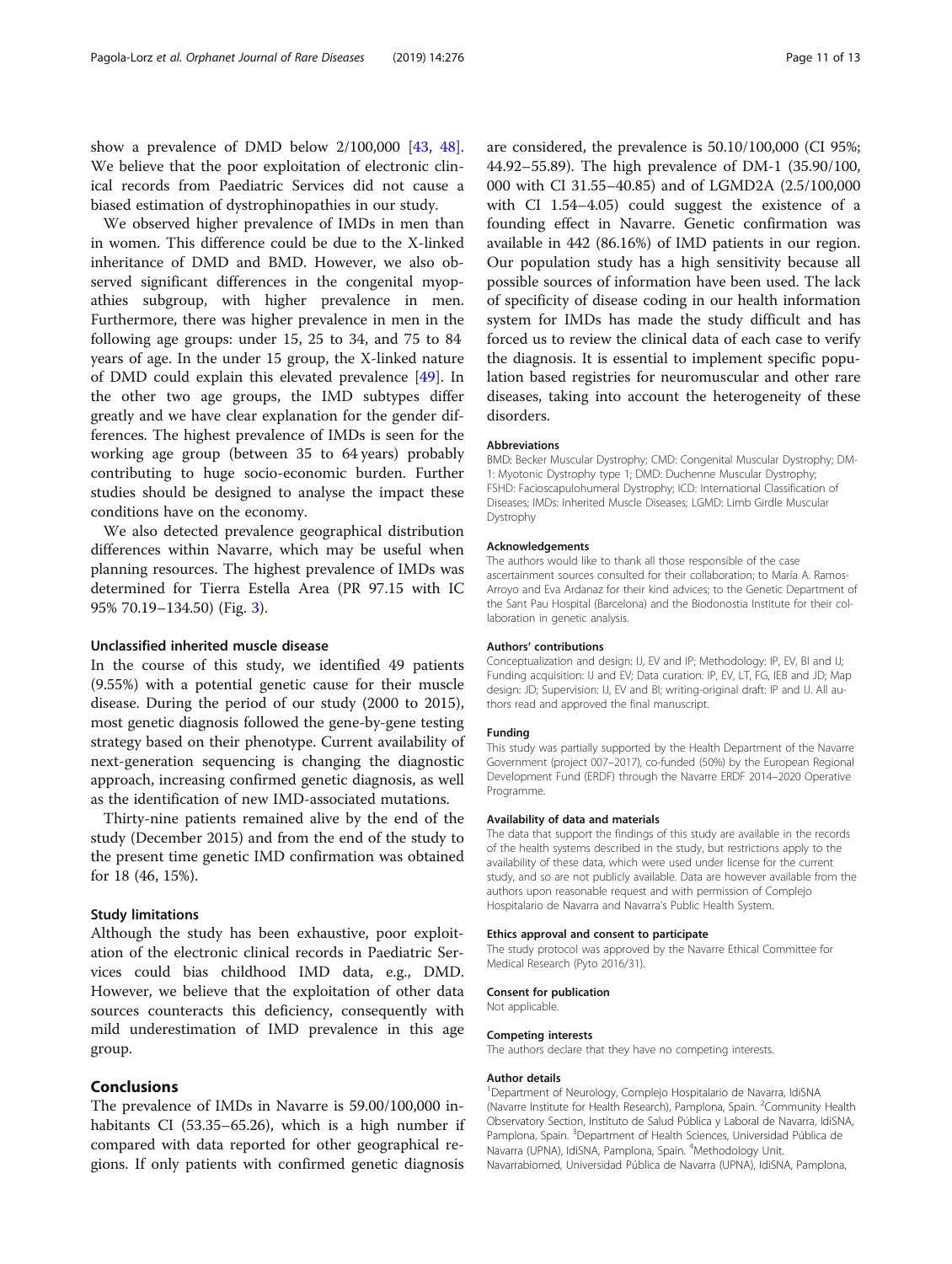show a prevalence of DMD below 2/100,000 [43, 48]. We believe that the poor exploitation of electronic clinical records from Paediatric Services did not cause a biased estimation of dystrophinopathies in our study.

We observed higher prevalence of IMDs in men than in women. This difference could be due to the X-linked inheritance of DMD and BMD. However, we also observed significant differences in the congenital myopathies subgroup, with higher prevalence in men. Furthermore, there was higher prevalence in men in the following age groups: under 15, 25 to 34, and 75 to 84 years of age. In the under 15 group, the X-linked nature of DMD could explain this elevated prevalence [49]. In the other two age groups, the IMD subtypes differ greatly and we have clear explanation for the gender differences. The highest prevalence of IMDs is seen for the working age group (between 35 to 64 years) probably contributing to huge socio-economic burden. Further studies should be designed to analyse the impact these conditions have on the economy.

We also detected prevalence geographical distribution differences within Navarre, which may be useful when planning resources. The highest prevalence of IMDs was determined for Tierra Estella Area (PR 97.15 with IC 95% 70.19–134.50) (Fig. 3).

### Unclassified inherited muscle disease

In the course of this study, we identified 49 patients (9.55%) with a potential genetic cause for their muscle disease. During the period of our study (2000 to 2015), most genetic diagnosis followed the gene-by-gene testing strategy based on their phenotype. Current availability of next-generation sequencing is changing the diagnostic approach, increasing confirmed genetic diagnosis, as well as the identification of new IMD-associated mutations.

Thirty-nine patients remained alive by the end of the study (December 2015) and from the end of the study to the present time genetic IMD confirmation was obtained for 18 (46, 15%).

### Study limitations

Although the study has been exhaustive, poor exploitation of the electronic clinical records in Paediatric Services could bias childhood IMD data, e.g., DMD. However, we believe that the exploitation of other data sources counteracts this deficiency, consequently with mild underestimation of IMD prevalence in this age group.

## Conclusions

The prevalence of IMDs in Navarre is 59.00/100,000 inhabitants CI (53.35–65.26), which is a high number if compared with data reported for other geographical regions. If only patients with confirmed genetic diagnosis are considered, the prevalence is 50.10/100,000 (CI 95%; 44.92–55.89). The high prevalence of DM-1 (35.90/100,000 with CI 31.55–40.85) and of LGMD2A (2.5/100,000 with CI 1.54–4.05) could suggest the existence of a founding effect in Navarre. Genetic confirmation was available in 442 (86.16%) of IMD patients in our region. Our population study has a high sensitivity because all possible sources of information have been used. The lack of specificity of disease coding in our health information system for IMDs has made the study difficult and has forced us to review the clinical data of each case to verify the diagnosis. It is essential to implement specific population based registries for neuromuscular and other rare diseases, taking into account the heterogeneity of these disorders.

#### Abbreviations

BMD: Becker Muscular Dystrophy; CMD: Congenital Muscular Dystrophy; DM-1: Myotonic Dystrophy type 1; DMD: Duchenne Muscular Dystrophy; FSHD: Facioscapulohumeral Dystrophy; ICD: International Classification of Diseases; IMDs: Inherited Muscle Diseases; LGMD: Limb Girdle Muscular Dystrophy

#### Acknowledgements

The authors would like to thank all those responsible of the case ascertainment sources consulted for their collaboration; to María A. Ramos-Arroyo and Eva Ardanaz for their kind advices; to the Genetic Department of the Sant Pau Hospital (Barcelona) and the Biodonostia Institute for their collaboration in genetic analysis.

#### Authors' contributions

Conceptualization and design: IJ, EV and IP; Methodology: IP, EV, BI and IJ; Funding acquisition: IJ and EV; Data curation: IP, EV, LT, FG, IEB and JD; Map design: JD; Supervision: IJ, EV and BI; writing-original draft: IP and IJ. All authors read and approved the final manuscript.

#### Funding

This study was partially supported by the Health Department of the Navarre Government (project 007–2017), co-funded (50%) by the European Regional Development Fund (ERDF) through the Navarre ERDF 2014–2020 Operative Programme.

#### Availability of data and materials

The data that support the findings of this study are available in the records of the health systems described in the study, but restrictions apply to the availability of these data, which were used under license for the current study, and so are not publicly available. Data are however available from the authors upon reasonable request and with permission of Complejo Hospitalario de Navarra and Navarra's Public Health System.

#### Ethics approval and consent to participate

The study protocol was approved by the Navarre Ethical Committee for Medical Research (Pyto 2016/31).

#### Consent for publication

Not applicable.

#### Competing interests

The authors declare that they have no competing interests.

#### Author details

[1]Department of Neurology, Complejo Hospitalario de Navarra, IdiSNA (Navarre Institute for Health Research), Pamplona, Spain. [2]Community Health Observatory Section, Instituto de Salud Pública y Laboral de Navarra, IdiSNA, Pamplona, Spain. [3]Department of Health Sciences, Universidad Pública de Navarra (UPNA), IdiSNA, Pamplona, Spain. [4]Methodology Unit. Navarrabiomed, Universidad Pública de Navarra (UPNA), IdiSNA, Pamplona,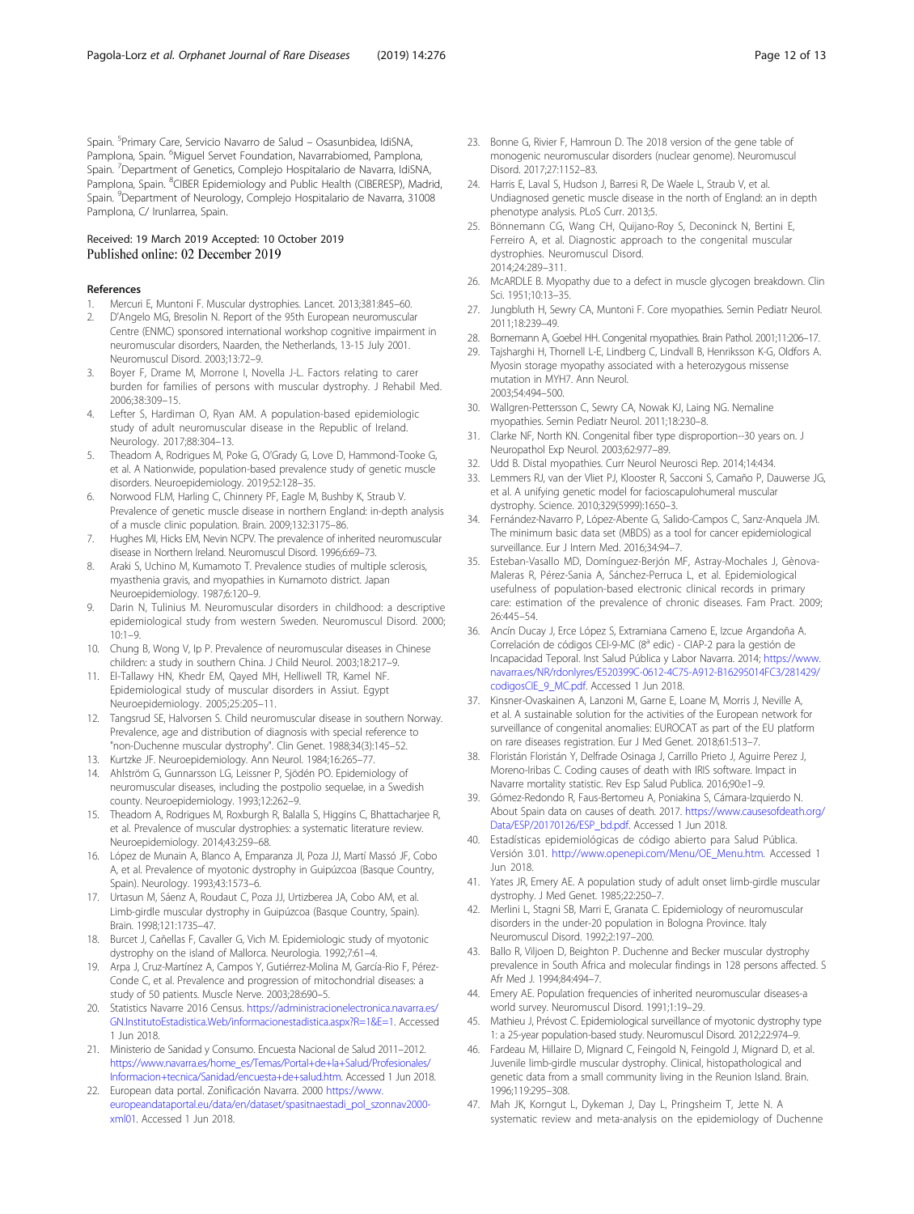Spain. [5]Primary Care, Servicio Navarro de Salud – Osasunbidea, IdiSNA, Pamplona, Spain. [6]Miguel Servet Foundation, Navarrabiomed, Pamplona, Spain. [7]Department of Genetics, Complejo Hospitalario de Navarra, IdiSNA, Pamplona, Spain. [8]CIBER Epidemiology and Public Health (CIBERESP), Madrid, Spain. [9]Department of Neurology, Complejo Hospitalario de Navarra, 31008 Pamplona, C/ Irunlarrea, Spain.

Received: 19 March 2019 Accepted: 10 October 2019
Published online: 02 December 2019

## References

1. Mercuri E, Muntoni F. Muscular dystrophies. Lancet. 2013;381:845–60.
2. D'Angelo MG, Bresolin N. Report of the 95th European neuromuscular Centre (ENMC) sponsored international workshop cognitive impairment in neuromuscular disorders, Naarden, the Netherlands, 13-15 July 2001. Neuromuscul Disord. 2003;13:72–9.
3. Boyer F, Drame M, Morrone I, Novella J-L. Factors relating to carer burden for families of persons with muscular dystrophy. J Rehabil Med. 2006;38:309–15.
4. Lefter S, Hardiman O, Ryan AM. A population-based epidemiologic study of adult neuromuscular disease in the Republic of Ireland. Neurology. 2017;88:304–13.
5. Theadom A, Rodrigues M, Poke G, O'Grady G, Love D, Hammond-Tooke G, et al. A Nationwide, population-based prevalence study of genetic muscle disorders. Neuroepidemiology. 2019;52:128–35.
6. Norwood FLM, Harling C, Chinnery PF, Eagle M, Bushby K, Straub V. Prevalence of genetic muscle disease in northern England: in-depth analysis of a muscle clinic population. Brain. 2009;132:3175–86.
7. Hughes MI, Hicks EM, Nevin NCPV. The prevalence of inherited neuromuscular disease in Northern Ireland. Neuromuscul Disord. 1996;6:69–73.
8. Araki S, Uchino M, Kumamoto T. Prevalence studies of multiple sclerosis, myasthenia gravis, and myopathies in Kumamoto district. Japan Neuroepidemiology. 1987;6:120–9.
9. Darin N, Tulinius M. Neuromuscular disorders in childhood: a descriptive epidemiological study from western Sweden. Neuromuscul Disord. 2000; 10:1–9.
10. Chung B, Wong V, Ip P. Prevalence of neuromuscular diseases in Chinese children: a study in southern China. J Child Neurol. 2003;18:217–9.
11. El-Tallawy HN, Khedr EM, Qayed MH, Helliwell TR, Kamel NF. Epidemiological study of muscular disorders in Assiut. Egypt Neuroepidemiology. 2005;25:205–11.
12. Tangsrud SE, Halvorsen S. Child neuromuscular disease in southern Norway. Prevalence, age and distribution of diagnosis with special reference to "non-Duchenne muscular dystrophy". Clin Genet. 1988;34(3):145–52.
13. Kurtzke JF. Neuroepidemiology. Ann Neurol. 1984;16:265–77.
14. Ahlström G, Gunnarsson LG, Leissner P, Sjödén PO. Epidemiology of neuromuscular diseases, including the postpolio sequelae, in a Swedish county. Neuroepidemiology. 1993;12:262–9.
15. Theadom A, Rodrigues M, Roxburgh R, Balalla S, Higgins C, Bhattacharjee R, et al. Prevalence of muscular dystrophies: a systematic literature review. Neuroepidemiology. 2014;43:259–68.
16. López de Munain A, Blanco A, Emparanza JI, Poza JJ, Martí Massó JF, Cobo A, et al. Prevalence of myotonic dystrophy in Guipúzcoa (Basque Country, Spain). Neurology. 1993;43:1573–6.
17. Urtasun M, Sáenz A, Roudaut C, Poza JJ, Urtizberea JA, Cobo AM, et al. Limb-girdle muscular dystrophy in Guipúzcoa (Basque Country, Spain). Brain. 1998;121:1735–47.
18. Burcet J, Cañellas F, Cavaller G, Vich M. Epidemiologic study of myotonic dystrophy on the island of Mallorca. Neurologia. 1992;7:61–4.
19. Arpa J, Cruz-Martínez A, Campos Y, Gutiérrez-Molina M, García-Rio F, Pérez-Conde C, et al. Prevalence and progression of mitochondrial diseases: a study of 50 patients. Muscle Nerve. 2003;28:690–5.
20. Statistics Navarre 2016 Census. https://administracionelectronica.navarra.es/GN.InstitutoEstadistica.Web/informacionestadistica.aspx?R=1&E=1. Accessed 1 Jun 2018.
21. Ministerio de Sanidad y Consumo. Encuesta Nacional de Salud 2011–2012. https://www.navarra.es/home_es/Temas/Portal+de+la+Salud/Profesionales/Informacion+tecnica/Sanidad/encuesta+de+salud.htm. Accessed 1 Jun 2018.
22. European data portal. Zonificación Navarra. 2000 https://www.europeandataportal.eu/data/en/dataset/spasitnaestadi_pol_szonnav2000-xml01. Accessed 1 Jun 2018.
23. Bonne G, Rivier F, Hamroun D. The 2018 version of the gene table of monogenic neuromuscular disorders (nuclear genome). Neuromuscul Disord. 2017;27:1152–83.
24. Harris E, Laval S, Hudson J, Barresi R, De Waele L, Straub V, et al. Undiagnosed genetic muscle disease in the north of England: an in depth phenotype analysis. PLoS Curr. 2013;5.
25. Bönnemann CG, Wang CH, Quijano-Roy S, Deconinck N, Bertini E, Ferreiro A, et al. Diagnostic approach to the congenital muscular dystrophies. Neuromuscul Disord. 2014;24:289–311.
26. McARDLE B. Myopathy due to a defect in muscle glycogen breakdown. Clin Sci. 1951;10:13–35.
27. Jungbluth H, Sewry CA, Muntoni F. Core myopathies. Semin Pediatr Neurol. 2011;18:239–49.
28. Bornemann A, Goebel HH. Congenital myopathies. Brain Pathol. 2001;11:206–17.
29. Tajsharghi H, Thornell L-E, Lindberg C, Lindvall B, Henriksson K-G, Oldfors A. Myosin storage myopathy associated with a heterozygous missense mutation in MYH7. Ann Neurol. 2003;54:494–500.
30. Wallgren-Pettersson C, Sewry CA, Nowak KJ, Laing NG. Nemaline myopathies. Semin Pediatr Neurol. 2011;18:230–8.
31. Clarke NF, North KN. Congenital fiber type disproportion--30 years on. J Neuropathol Exp Neurol. 2003;62:977–89.
32. Udd B. Distal myopathies. Curr Neurol Neurosci Rep. 2014;14:434.
33. Lemmers RJ, van der Vliet PJ, Klooster R, Sacconi S, Camaño P, Dauwerse JG, et al. A unifying genetic model for facioscapulohumeral muscular dystrophy. Science. 2010;329(5999):1650–3.
34. Fernández-Navarro P, López-Abente G, Salido-Campos C, Sanz-Anquela JM. The minimum basic data set (MBDS) as a tool for cancer epidemiological surveillance. Eur J Intern Med. 2016;34:94–7.
35. Esteban-Vasallo MD, Domínguez-Berjón MF, Astray-Mochales J, Gènova-Maleras R, Pérez-Sania A, Sánchez-Perruca L, et al. Epidemiological usefulness of population-based electronic clinical records in primary care: estimation of the prevalence of chronic diseases. Fam Pract. 2009; 26:445–54.
36. Ancín Ducay J, Erce López S, Extramiana Cameno E, Izcue Argandoña A. Correlación de códigos CEI-9-MC (8ª edic) - CIAP-2 para la gestión de Incapacidad Teporal. Inst Salud Pública y Labor Navarra. 2014; https://www.navarra.es/NR/rdonlyres/E520399C-0612-4C75-A912-B16295014FC3/281429/codigosCIE_9_MC.pdf. Accessed 1 Jun 2018.
37. Kinsner-Ovaskainen A, Lanzoni M, Garne E, Loane M, Morris J, Neville A, et al. A sustainable solution for the activities of the European network for surveillance of congenital anomalies: EUROCAT as part of the EU platform on rare diseases registration. Eur J Med Genet. 2018;61:513–7.
38. Floristán Floristán Y, Delfrade Osinaga J, Carrillo Prieto J, Aguirre Perez J, Moreno-Iribas C. Coding causes of death with IRIS software. Impact in Navarre mortality statistic. Rev Esp Salud Publica. 2016;90:e1–9.
39. Gómez-Redondo R, Faus-Bertomeu A, Poniakina S, Cámara-Izquierdo N. About Spain data on causes of death. 2017. https://www.causesofdeath.org/Data/ESP/20170126/ESP_bd.pdf. Accessed 1 Jun 2018.
40. Estadísticas epidemiológicas de código abierto para Salud Pública. Versión 3.01. http://www.openepi.com/Menu/OE_Menu.htm. Accessed 1 Jun 2018.
41. Yates JR, Emery AE. A population study of adult onset limb-girdle muscular dystrophy. J Med Genet. 1985;22:250–7.
42. Merlini L, Stagni SB, Marri E, Granata C. Epidemiology of neuromuscular disorders in the under-20 population in Bologna Province. Italy Neuromuscul Disord. 1992;2:197–200.
43. Ballo R, Viljoen D, Beighton P. Duchenne and Becker muscular dystrophy prevalence in South Africa and molecular findings in 128 persons affected. S Afr Med J. 1994;84:494–7.
44. Emery AE. Population frequencies of inherited neuromuscular diseases-a world survey. Neuromuscul Disord. 1991;1:19–29.
45. Mathieu J, Prévost C. Epidemiological surveillance of myotonic dystrophy type 1: a 25-year population-based study. Neuromuscul Disord. 2012;22:974–9.
46. Fardeau M, Hillaire D, Mignard C, Feingold N, Feingold J, Mignard D, et al. Juvenile limb-girdle muscular dystrophy. Clinical, histopathological and genetic data from a small community living in the Reunion Island. Brain. 1996;119:295–308.
47. Mah JK, Korngut L, Dykeman J, Day L, Pringsheim T, Jette N. A systematic review and meta-analysis on the epidemiology of Duchenne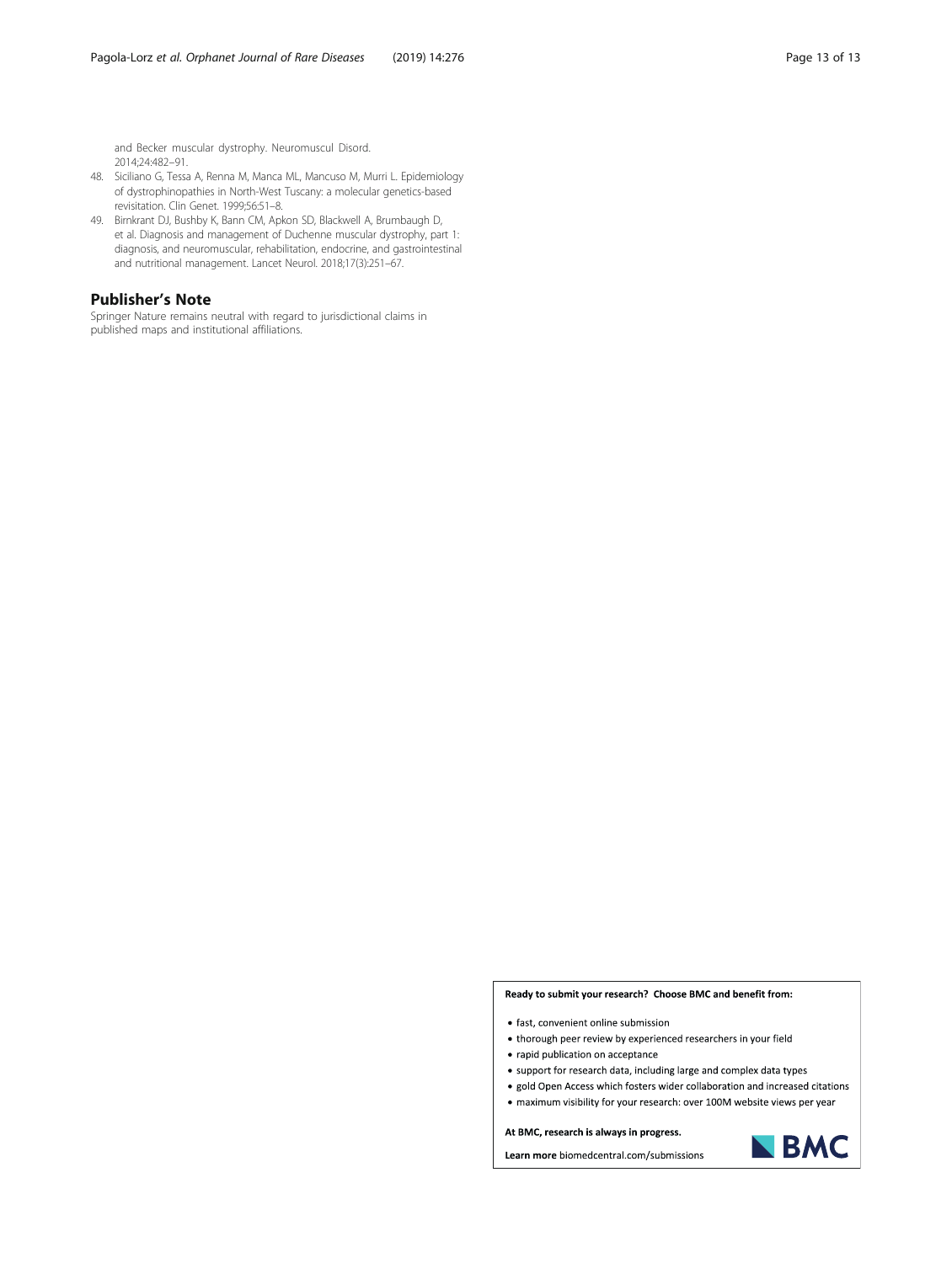and Becker muscular dystrophy. Neuromuscul Disord. 2014;24:482–91.

48. Siciliano G, Tessa A, Renna M, Manca ML, Mancuso M, Murri L. Epidemiology of dystrophinopathies in North-West Tuscany: a molecular genetics-based revisitation. Clin Genet. 1999;56:51–8.
49. Birnkrant DJ, Bushby K, Bann CM, Apkon SD, Blackwell A, Brumbaugh D, et al. Diagnosis and management of Duchenne muscular dystrophy, part 1: diagnosis, and neuromuscular, rehabilitation, endocrine, and gastrointestinal and nutritional management. Lancet Neurol. 2018;17(3):251–67.

## Publisher's Note

Springer Nature remains neutral with regard to jurisdictional claims in published maps and institutional affiliations.

**Ready to submit your research? Choose BMC and benefit from:**

- fast, convenient online submission
- thorough peer review by experienced researchers in your field
- rapid publication on acceptance
- support for research data, including large and complex data types
- gold Open Access which fosters wider collaboration and increased citations
- maximum visibility for your research: over 100M website views per year

**At BMC, research is always in progress.**

**Learn more** biomedcentral.com/submissions

BMC